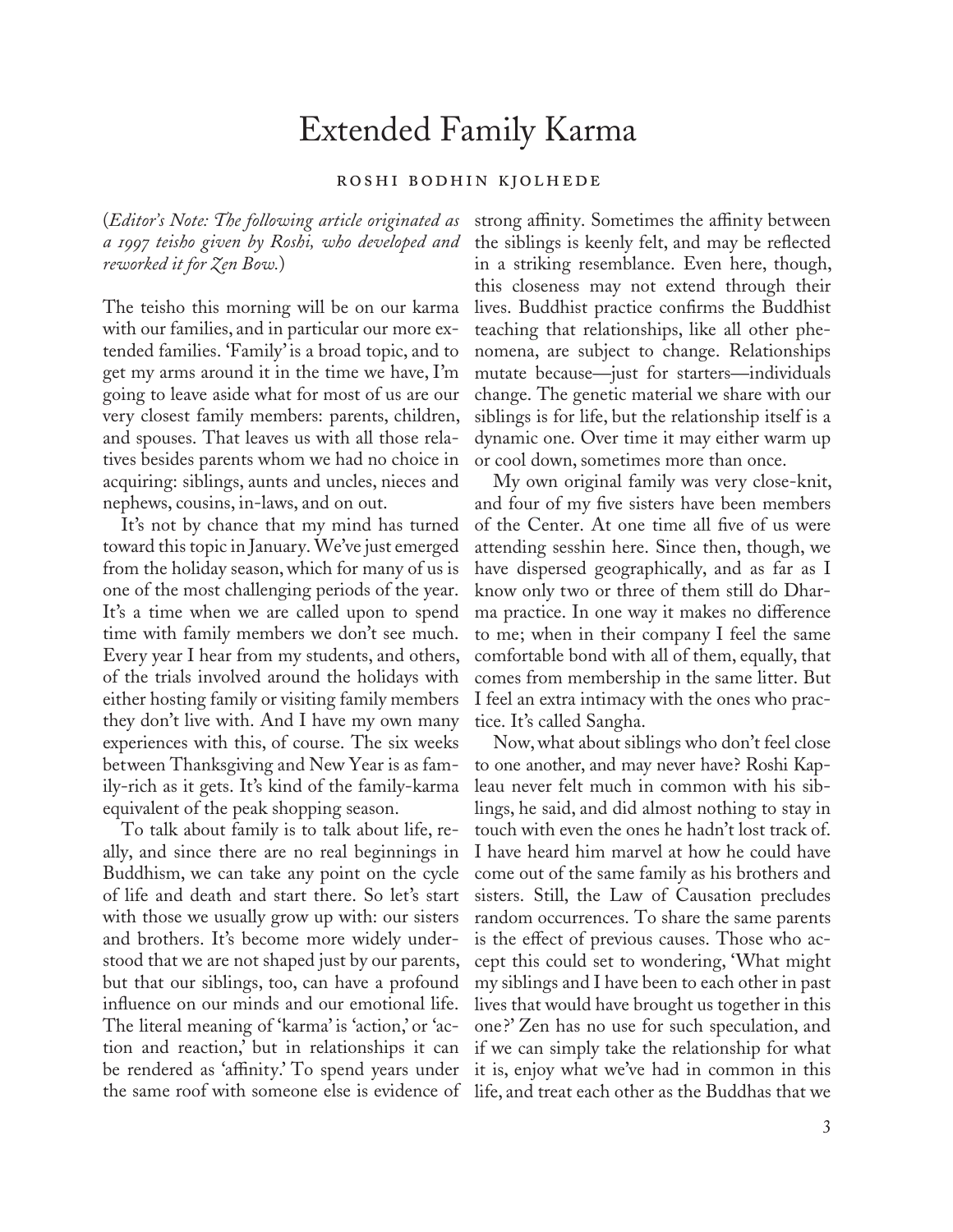# Extended Family Karma

ROSHI BODHIN KJOLHEDE

(*Editor's Note: The following article originated as a 1997 teisho given by Roshi, who developed and reworked it for Zen Bow.*)

The teisho this morning will be on our karma with our families, and in particular our more extended families. 'Family' is a broad topic, and to get my arms around it in the time we have, I'm going to leave aside what for most of us are our very closest family members: parents, children, and spouses. That leaves us with all those relatives besides parents whom we had no choice in acquiring: siblings, aunts and uncles, nieces and nephews, cousins, in-laws, and on out.

It's not by chance that my mind has turned toward this topic in January. We've just emerged from the holiday season, which for many of us is one of the most challenging periods of the year. It's a time when we are called upon to spend time with family members we don't see much. Every year I hear from my students, and others, of the trials involved around the holidays with either hosting family or visiting family members they don't live with. And I have my own many experiences with this, of course. The six weeks between Thanksgiving and New Year is as family-rich as it gets. It's kind of the family-karma equivalent of the peak shopping season.

To talk about family is to talk about life, really, and since there are no real beginnings in Buddhism, we can take any point on the cycle of life and death and start there. So let's start with those we usually grow up with: our sisters and brothers. It's become more widely understood that we are not shaped just by our parents, but that our siblings, too, can have a profound influence on our minds and our emotional life. The literal meaning of 'karma' is 'action,' or 'action and reaction,' but in relationships it can be rendered as 'affinity.' To spend years under the same roof with someone else is evidence of strong affinity. Sometimes the affinity between the siblings is keenly felt, and may be reflected in a striking resemblance. Even here, though, this closeness may not extend through their lives. Buddhist practice confirms the Buddhist teaching that relationships, like all other phenomena, are subject to change. Relationships mutate because—just for starters—individuals change. The genetic material we share with our siblings is for life, but the relationship itself is a dynamic one. Over time it may either warm up or cool down, sometimes more than once.

My own original family was very close-knit, and four of my five sisters have been members of the Center. At one time all five of us were attending sesshin here. Since then, though, we have dispersed geographically, and as far as I know only two or three of them still do Dharma practice. In one way it makes no difference to me; when in their company I feel the same comfortable bond with all of them, equally, that comes from membership in the same litter. But I feel an extra intimacy with the ones who practice. It's called Sangha.

Now, what about siblings who don't feel close to one another, and may never have? Roshi Kapleau never felt much in common with his siblings, he said, and did almost nothing to stay in touch with even the ones he hadn't lost track of. I have heard him marvel at how he could have come out of the same family as his brothers and sisters. Still, the Law of Causation precludes random occurrences. To share the same parents is the effect of previous causes. Those who accept this could set to wondering, 'What might my siblings and I have been to each other in past lives that would have brought us together in this one?' Zen has no use for such speculation, and if we can simply take the relationship for what it is, enjoy what we've had in common in this life, and treat each other as the Buddhas that we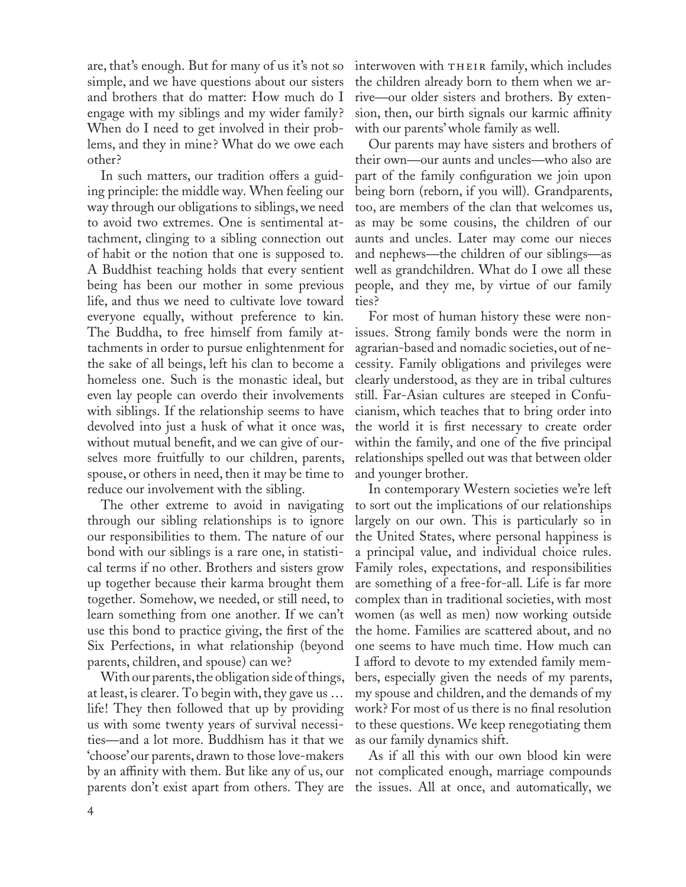are, that's enough. But for many of us it's not so simple, and we have questions about our sisters and brothers that do matter: How much do I engage with my siblings and my wider family? When do I need to get involved in their problems, and they in mine? What do we owe each other?

In such matters, our tradition offers a guiding principle: the middle way. When feeling our way through our obligations to siblings, we need to avoid two extremes. One is sentimental attachment, clinging to a sibling connection out of habit or the notion that one is supposed to. A Buddhist teaching holds that every sentient being has been our mother in some previous life, and thus we need to cultivate love toward everyone equally, without preference to kin. The Buddha, to free himself from family attachments in order to pursue enlightenment for the sake of all beings, left his clan to become a homeless one. Such is the monastic ideal, but even lay people can overdo their involvements with siblings. If the relationship seems to have devolved into just a husk of what it once was, without mutual benefit, and we can give of ourselves more fruitfully to our children, parents, spouse, or others in need, then it may be time to reduce our involvement with the sibling.

The other extreme to avoid in navigating through our sibling relationships is to ignore our responsibilities to them. The nature of our bond with our siblings is a rare one, in statistical terms if no other. Brothers and sisters grow up together because their karma brought them together. Somehow, we needed, or still need, to learn something from one another. If we can't use this bond to practice giving, the first of the Six Perfections, in what relationship (beyond parents, children, and spouse) can we?

With our parents, the obligation side of things, at least, is clearer. To begin with, they gave us … life! They then followed that up by providing us with some twenty years of survival necessities—and a lot more. Buddhism has it that we 'choose' our parents, drawn to those love-makers by an affinity with them. But like any of us, our parents don't exist apart from others. They are interwoven with THEIR family, which includes the children already born to them when we arrive—our older sisters and brothers. By extension, then, our birth signals our karmic affinity with our parents' whole family as well.

Our parents may have sisters and brothers of their own—our aunts and uncles—who also are part of the family configuration we join upon being born (reborn, if you will). Grandparents, too, are members of the clan that welcomes us, as may be some cousins, the children of our aunts and uncles. Later may come our nieces and nephews—the children of our siblings—as well as grandchildren. What do I owe all these people, and they me, by virtue of our family ties?

For most of human history these were non-issues. Strong family bonds were the norm in agrarian-based and nomadic societies, out of necessity. Family obligations and privileges were clearly understood, as they are in tribal cultures still. Far-Asian cultures are steeped in Confucianism, which teaches that to bring order into the world it is first necessary to create order within the family, and one of the five principal relationships spelled out was that between older and younger brother.

In contemporary Western societies we're left to sort out the implications of our relationships largely on our own. This is particularly so in the United States, where personal happiness is a principal value, and individual choice rules. Family roles, expectations, and responsibilities are something of a free-for-all. Life is far more complex than in traditional societies, with most women (as well as men) now working outside the home. Families are scattered about, and no one seems to have much time. How much can I afford to devote to my extended family members, especially given the needs of my parents, my spouse and children, and the demands of my work? For most of us there is no final resolution to these questions. We keep renegotiating them as our family dynamics shift.

As if all this with our own blood kin were not complicated enough, marriage compounds the issues. All at once, and automatically, we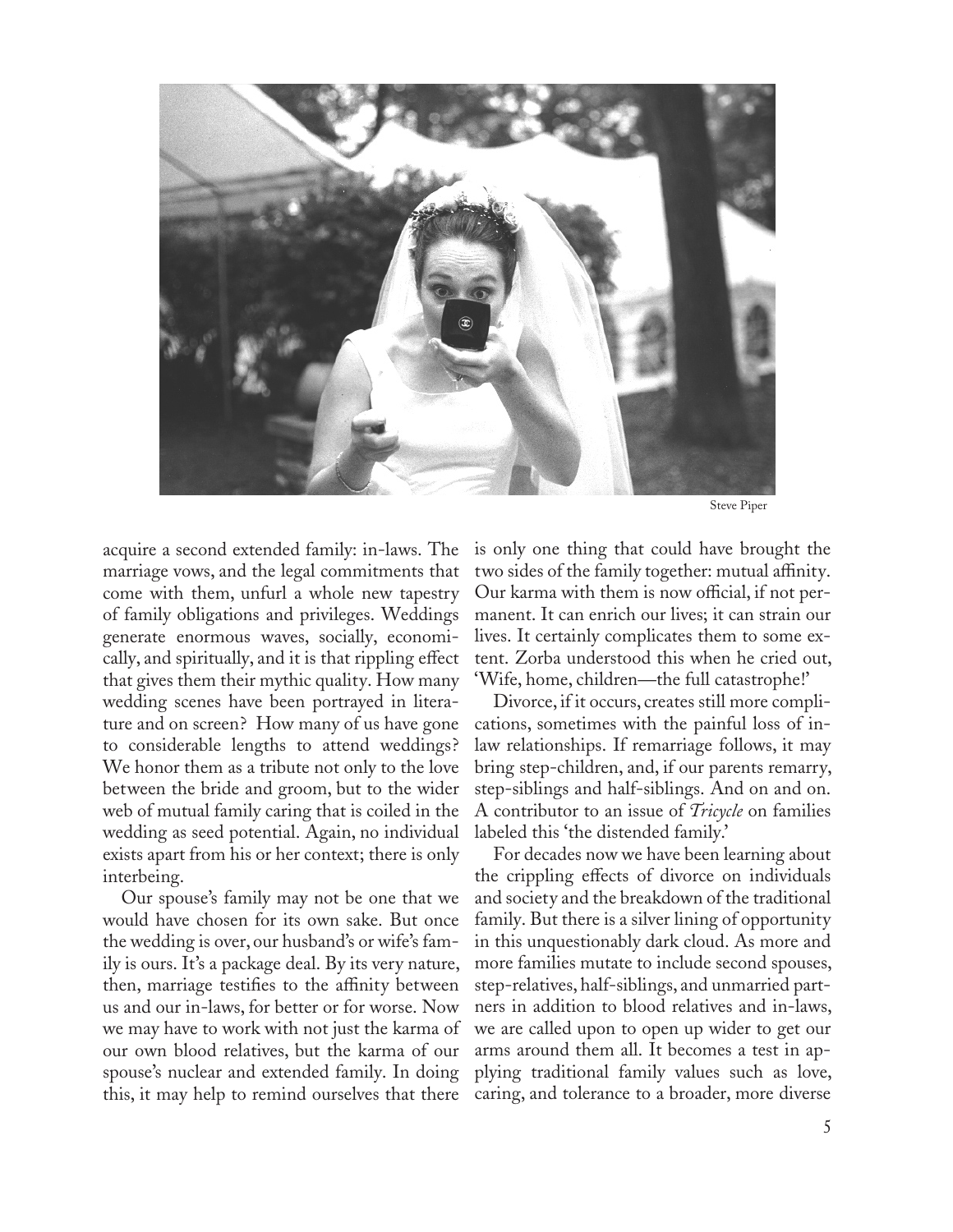Steve Piper

acquire a second extended family: in-laws. The marriage vows, and the legal commitments that come with them, unfurl a whole new tapestry of family obligations and privileges. Weddings generate enormous waves, socially, economically, and spiritually, and it is that rippling effect that gives them their mythic quality. How many wedding scenes have been portrayed in literature and on screen? How many of us have gone to considerable lengths to attend weddings? We honor them as a tribute not only to the love between the bride and groom, but to the wider web of mutual family caring that is coiled in the wedding as seed potential. Again, no individual exists apart from his or her context; there is only interbeing.

Our spouse's family may not be one that we would have chosen for its own sake. But once the wedding is over, our husband's or wife's family is ours. It's a package deal. By its very nature, then, marriage testifies to the affinity between us and our in-laws, for better or for worse. Now we may have to work with not just the karma of our own blood relatives, but the karma of our spouse's nuclear and extended family. In doing this, it may help to remind ourselves that there is only one thing that could have brought the two sides of the family together: mutual affinity. Our karma with them is now official, if not permanent. It can enrich our lives; it can strain our lives. It certainly complicates them to some extent. Zorba understood this when he cried out, 'Wife, home, children—the full catastrophe!'

Divorce, if it occurs, creates still more complications, sometimes with the painful loss of in-law relationships. If remarriage follows, it may bring step-children, and, if our parents remarry, step-siblings and half-siblings. And on and on. A contributor to an issue of *Tricycle* on families labeled this 'the distended family.'

For decades now we have been learning about the crippling effects of divorce on individuals and society and the breakdown of the traditional family. But there is a silver lining of opportunity in this unquestionably dark cloud. As more and more families mutate to include second spouses, step-relatives, half-siblings, and unmarried partners in addition to blood relatives and in-laws, we are called upon to open up wider to get our arms around them all. It becomes a test in applying traditional family values such as love, caring, and tolerance to a broader, more diverse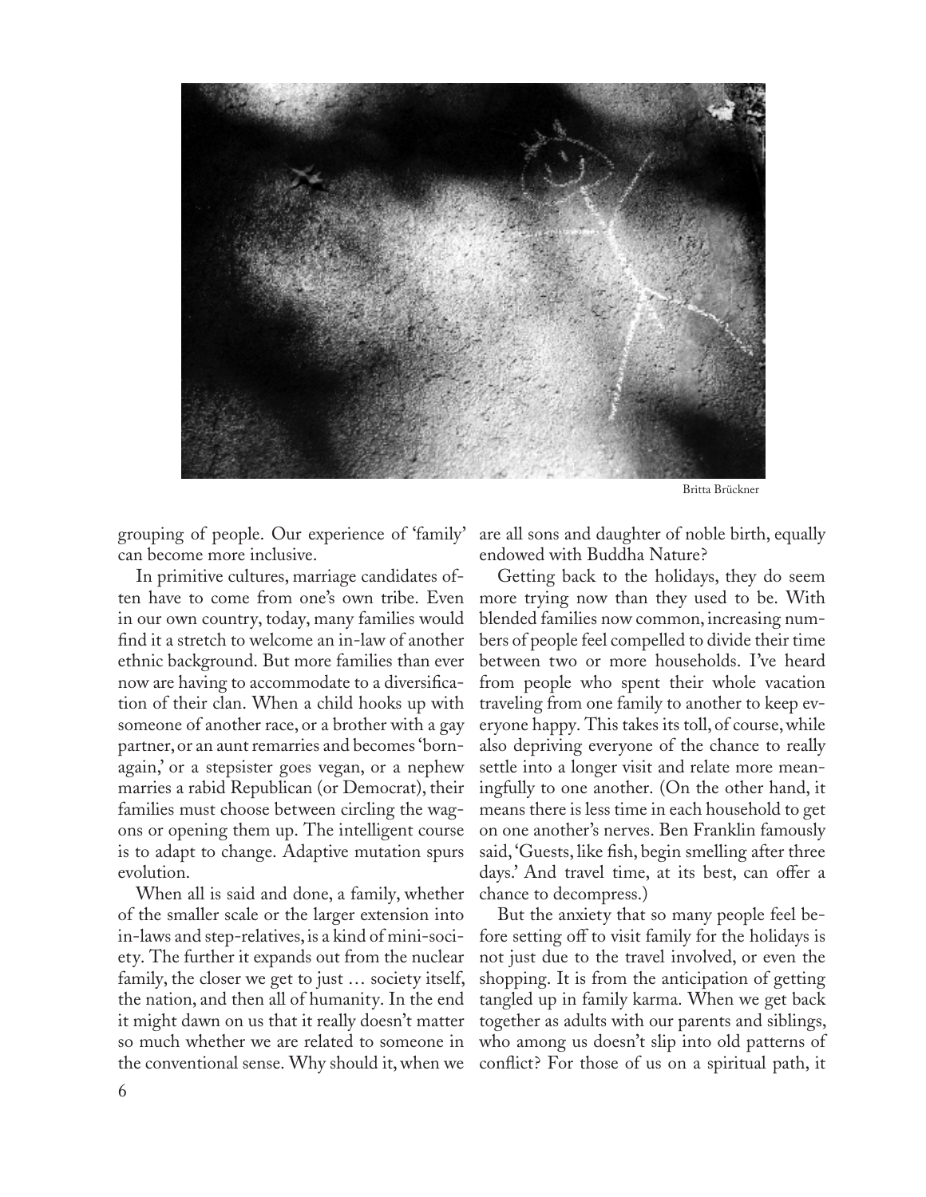Britta Brückner

grouping of people. Our experience of 'family' can become more inclusive.

In primitive cultures, marriage candidates often have to come from one's own tribe. Even in our own country, today, many families would find it a stretch to welcome an in-law of another ethnic background. But more families than ever now are having to accommodate to a diversification of their clan. When a child hooks up with someone of another race, or a brother with a gay partner, or an aunt remarries and becomes 'born-again,' or a stepsister goes vegan, or a nephew marries a rabid Republican (or Democrat), their families must choose between circling the wagons or opening them up. The intelligent course is to adapt to change. Adaptive mutation spurs evolution.

When all is said and done, a family, whether of the smaller scale or the larger extension into in-laws and step-relatives, is a kind of mini-society. The further it expands out from the nuclear family, the closer we get to just … society itself, the nation, and then all of humanity. In the end it might dawn on us that it really doesn't matter so much whether we are related to someone in the conventional sense. Why should it, when we are all sons and daughter of noble birth, equally endowed with Buddha Nature?

Getting back to the holidays, they do seem more trying now than they used to be. With blended families now common, increasing numbers of people feel compelled to divide their time between two or more households. I've heard from people who spent their whole vacation traveling from one family to another to keep everyone happy. This takes its toll, of course, while also depriving everyone of the chance to really settle into a longer visit and relate more meaningfully to one another. (On the other hand, it means there is less time in each household to get on one another's nerves. Ben Franklin famously said, 'Guests, like fish, begin smelling after three days.' And travel time, at its best, can offer a chance to decompress.)

But the anxiety that so many people feel before setting off to visit family for the holidays is not just due to the travel involved, or even the shopping. It is from the anticipation of getting tangled up in family karma. When we get back together as adults with our parents and siblings, who among us doesn't slip into old patterns of conflict? For those of us on a spiritual path, it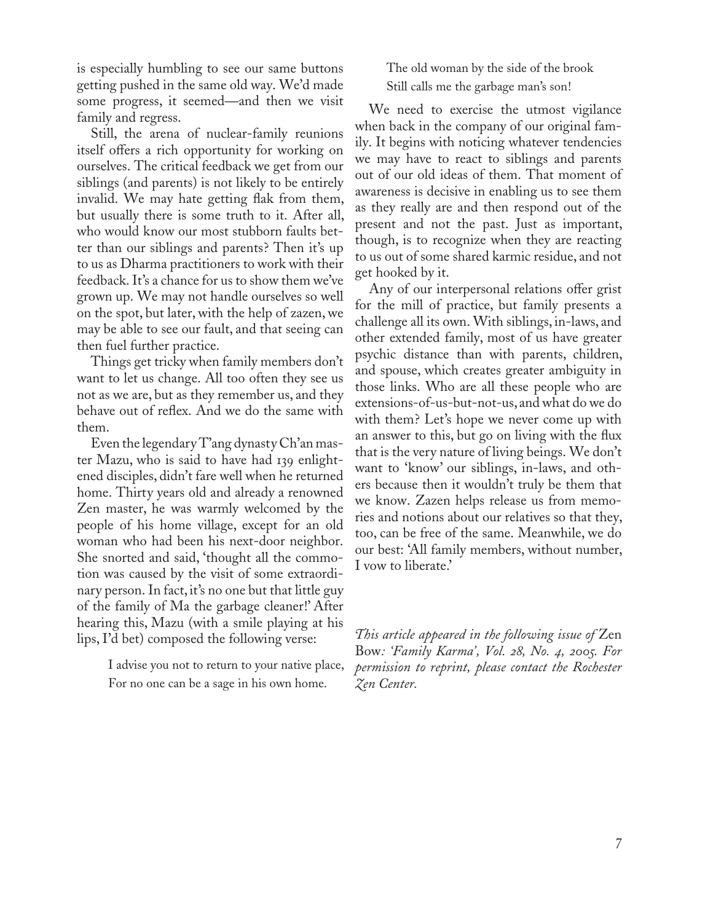is especially humbling to see our same buttons getting pushed in the same old way. We'd made some progress, it seemed—and then we visit family and regress.

Still, the arena of nuclear-family reunions itself offers a rich opportunity for working on ourselves. The critical feedback we get from our siblings (and parents) is not likely to be entirely invalid. We may hate getting flak from them, but usually there is some truth to it. After all, who would know our most stubborn faults better than our siblings and parents? Then it's up to us as Dharma practitioners to work with their feedback. It's a chance for us to show them we've grown up. We may not handle ourselves so well on the spot, but later, with the help of zazen, we may be able to see our fault, and that seeing can then fuel further practice.

Things get tricky when family members don't want to let us change. All too often they see us not as we are, but as they remember us, and they behave out of reflex. And we do the same with them.

Even the legendary T'ang dynasty Ch'an master Mazu, who is said to have had 139 enlightened disciples, didn't fare well when he returned home. Thirty years old and already a renowned Zen master, he was warmly welcomed by the people of his home village, except for an old woman who had been his next-door neighbor. She snorted and said, 'thought all the commotion was caused by the visit of some extraordinary person. In fact, it's no one but that little guy of the family of Ma the garbage cleaner!' After hearing this, Mazu (with a smile playing at his lips, I'd bet) composed the following verse:

> I advise you not to return to your native place,
> For no one can be a sage in his own home.
> The old woman by the side of the brook
> Still calls me the garbage man's son!

We need to exercise the utmost vigilance when back in the company of our original family. It begins with noticing whatever tendencies we may have to react to siblings and parents out of our old ideas of them. That moment of awareness is decisive in enabling us to see them as they really are and then respond out of the present and not the past. Just as important, though, is to recognize when they are reacting to us out of some shared karmic residue, and not get hooked by it.

Any of our interpersonal relations offer grist for the mill of practice, but family presents a challenge all its own. With siblings, in-laws, and other extended family, most of us have greater psychic distance than with parents, children, and spouse, which creates greater ambiguity in those links. Who are all these people who are extensions-of-us-but-not-us, and what do we do with them? Let's hope we never come up with an answer to this, but go on living with the flux that is the very nature of living beings. We don't want to 'know' our siblings, in-laws, and others because then it wouldn't truly be them that we know. Zazen helps release us from memories and notions about our relatives so that they, too, can be free of the same. Meanwhile, we do our best: 'All family members, without number, I vow to liberate.'

*This article appeared in the following issue of* Zen Bow*: 'Family Karma', Vol. 28, No. 4, 2005. For permission to reprint, please contact the Rochester Zen Center.*